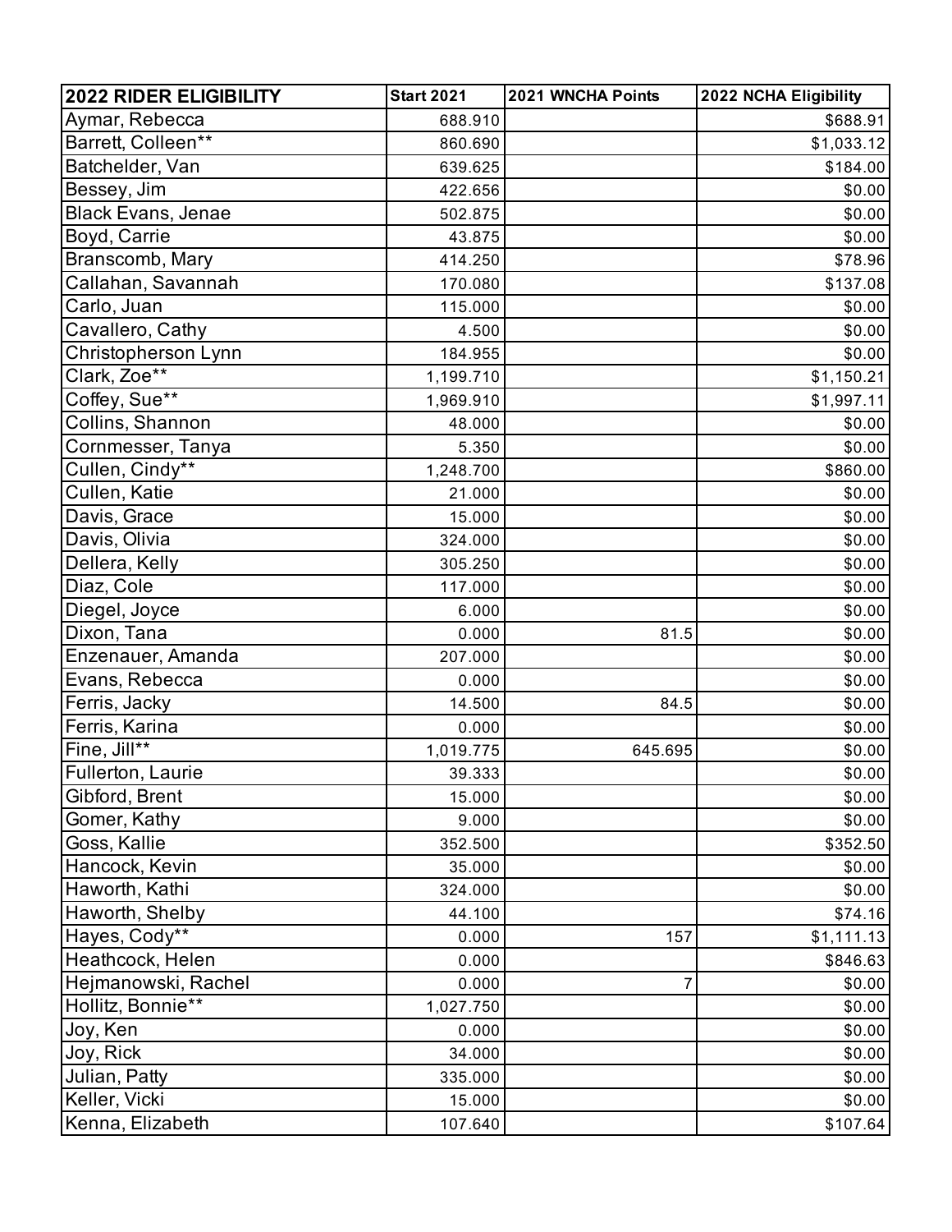| 2022 RIDER ELIGIBILITY | Start 2021 | 2021 WNCHA Points | 2022 NCHA Eligibility |
|---|---|---|---|
| Aymar, Rebecca | 688.910 | | $688.91 |
| Barrett, Colleen** | 860.690 | | $1,033.12 |
| Batchelder, Van | 639.625 | | $184.00 |
| Bessey, Jim | 422.656 | | $0.00 |
| Black Evans, Jenae | 502.875 | | $0.00 |
| Boyd, Carrie | 43.875 | | $0.00 |
| Branscomb, Mary | 414.250 | | $78.96 |
| Callahan, Savannah | 170.080 | | $137.08 |
| Carlo, Juan | 115.000 | | $0.00 |
| Cavallero, Cathy | 4.500 | | $0.00 |
| Christopherson Lynn | 184.955 | | $0.00 |
| Clark, Zoe** | 1,199.710 | | $1,150.21 |
| Coffey, Sue** | 1,969.910 | | $1,997.11 |
| Collins, Shannon | 48.000 | | $0.00 |
| Cornmesser, Tanya | 5.350 | | $0.00 |
| Cullen, Cindy** | 1,248.700 | | $860.00 |
| Cullen, Katie | 21.000 | | $0.00 |
| Davis, Grace | 15.000 | | $0.00 |
| Davis, Olivia | 324.000 | | $0.00 |
| Dellera, Kelly | 305.250 | | $0.00 |
| Diaz, Cole | 117.000 | | $0.00 |
| Diegel, Joyce | 6.000 | | $0.00 |
| Dixon, Tana | 0.000 | 81.5 | $0.00 |
| Enzenauer, Amanda | 207.000 | | $0.00 |
| Evans, Rebecca | 0.000 | | $0.00 |
| Ferris, Jacky | 14.500 | 84.5 | $0.00 |
| Ferris, Karina | 0.000 | | $0.00 |
| Fine, Jill** | 1,019.775 | 645.695 | $0.00 |
| Fullerton, Laurie | 39.333 | | $0.00 |
| Gibford, Brent | 15.000 | | $0.00 |
| Gomer, Kathy | 9.000 | | $0.00 |
| Goss, Kallie | 352.500 | | $352.50 |
| Hancock, Kevin | 35.000 | | $0.00 |
| Haworth, Kathi | 324.000 | | $0.00 |
| Haworth, Shelby | 44.100 | | $74.16 |
| Hayes, Cody** | 0.000 | 157 | $1,111.13 |
| Heathcock, Helen | 0.000 | | $846.63 |
| Hejmanowski, Rachel | 0.000 | 7 | $0.00 |
| Hollitz, Bonnie** | 1,027.750 | | $0.00 |
| Joy, Ken | 0.000 | | $0.00 |
| Joy, Rick | 34.000 | | $0.00 |
| Julian, Patty | 335.000 | | $0.00 |
| Keller, Vicki | 15.000 | | $0.00 |
| Kenna, Elizabeth | 107.640 | | $107.64 |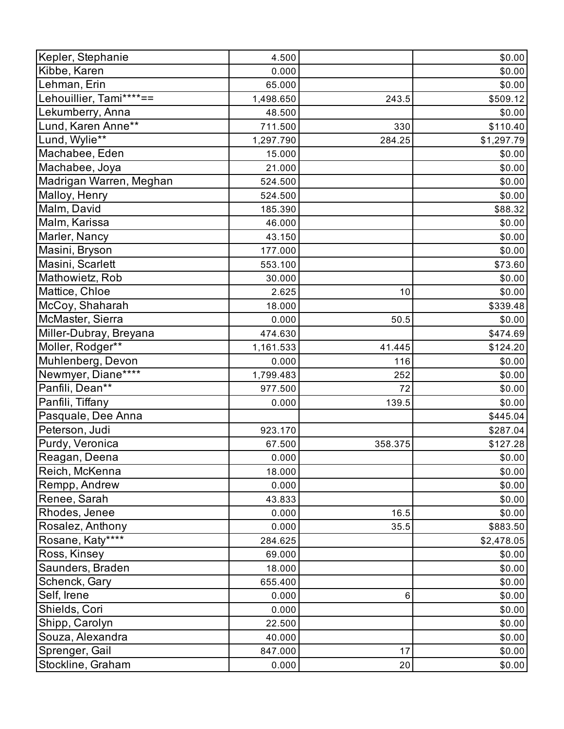| | | | |
|---|---|---|---|
| Kepler, Stephanie | 4.500 | | $0.00 |
| Kibbe, Karen | 0.000 | | $0.00 |
| Lehman, Erin | 65.000 | | $0.00 |
| Lehouillier, Tami****== | 1,498.650 | 243.5 | $509.12 |
| Lekumberry, Anna | 48.500 | | $0.00 |
| Lund, Karen Anne** | 711.500 | 330 | $110.40 |
| Lund, Wylie** | 1,297.790 | 284.25 | $1,297.79 |
| Machabee, Eden | 15.000 | | $0.00 |
| Machabee, Joya | 21.000 | | $0.00 |
| Madrigan Warren, Meghan | 524.500 | | $0.00 |
| Malloy, Henry | 524.500 | | $0.00 |
| Malm, David | 185.390 | | $88.32 |
| Malm, Karissa | 46.000 | | $0.00 |
| Marler, Nancy | 43.150 | | $0.00 |
| Masini, Bryson | 177.000 | | $0.00 |
| Masini, Scarlett | 553.100 | | $73.60 |
| Mathowietz, Rob | 30.000 | | $0.00 |
| Mattice, Chloe | 2.625 | 10 | $0.00 |
| McCoy, Shaharah | 18.000 | | $339.48 |
| McMaster, Sierra | 0.000 | 50.5 | $0.00 |
| Miller-Dubray, Breyana | 474.630 | | $474.69 |
| Moller, Rodger** | 1,161.533 | 41.445 | $124.20 |
| Muhlenberg, Devon | 0.000 | 116 | $0.00 |
| Newmyer, Diane**** | 1,799.483 | 252 | $0.00 |
| Panfili, Dean** | 977.500 | 72 | $0.00 |
| Panfili, Tiffany | 0.000 | 139.5 | $0.00 |
| Pasquale, Dee Anna | | | $445.04 |
| Peterson, Judi | 923.170 | | $287.04 |
| Purdy, Veronica | 67.500 | 358.375 | $127.28 |
| Reagan, Deena | 0.000 | | $0.00 |
| Reich, McKenna | 18.000 | | $0.00 |
| Rempp, Andrew | 0.000 | | $0.00 |
| Renee, Sarah | 43.833 | | $0.00 |
| Rhodes, Jenee | 0.000 | 16.5 | $0.00 |
| Rosalez, Anthony | 0.000 | 35.5 | $883.50 |
| Rosane, Katy**** | 284.625 | | $2,478.05 |
| Ross, Kinsey | 69.000 | | $0.00 |
| Saunders, Braden | 18.000 | | $0.00 |
| Schenck, Gary | 655.400 | | $0.00 |
| Self, Irene | 0.000 | 6 | $0.00 |
| Shields, Cori | 0.000 | | $0.00 |
| Shipp, Carolyn | 22.500 | | $0.00 |
| Souza, Alexandra | 40.000 | | $0.00 |
| Sprenger, Gail | 847.000 | 17 | $0.00 |
| Stockline, Graham | 0.000 | 20 | $0.00 |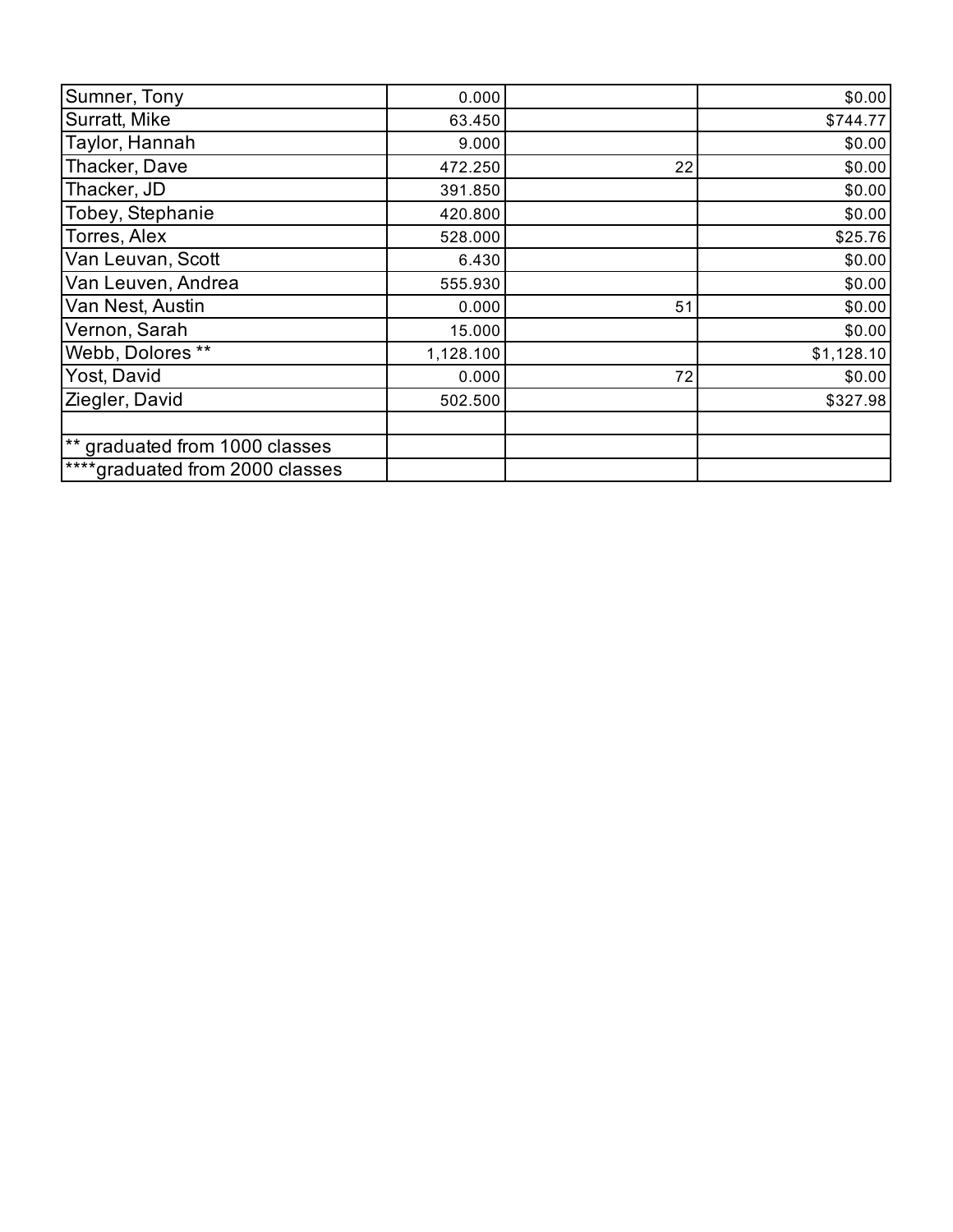| | | | |
|---|---|---|---|
| Sumner, Tony | 0.000 | | $0.00 |
| Surratt, Mike | 63.450 | | $744.77 |
| Taylor, Hannah | 9.000 | | $0.00 |
| Thacker, Dave | 472.250 | 22 | $0.00 |
| Thacker, JD | 391.850 | | $0.00 |
| Tobey, Stephanie | 420.800 | | $0.00 |
| Torres, Alex | 528.000 | | $25.76 |
| Van Leuvan, Scott | 6.430 | | $0.00 |
| Van Leuven, Andrea | 555.930 | | $0.00 |
| Van Nest, Austin | 0.000 | 51 | $0.00 |
| Vernon, Sarah | 15.000 | | $0.00 |
| Webb, Dolores ** | 1,128.100 | | $1,128.10 |
| Yost, David | 0.000 | 72 | $0.00 |
| Ziegler, David | 502.500 | | $327.98 |
| | | | |
| ** graduated from 1000 classes | | | |
| ****graduated from 2000 classes | | | |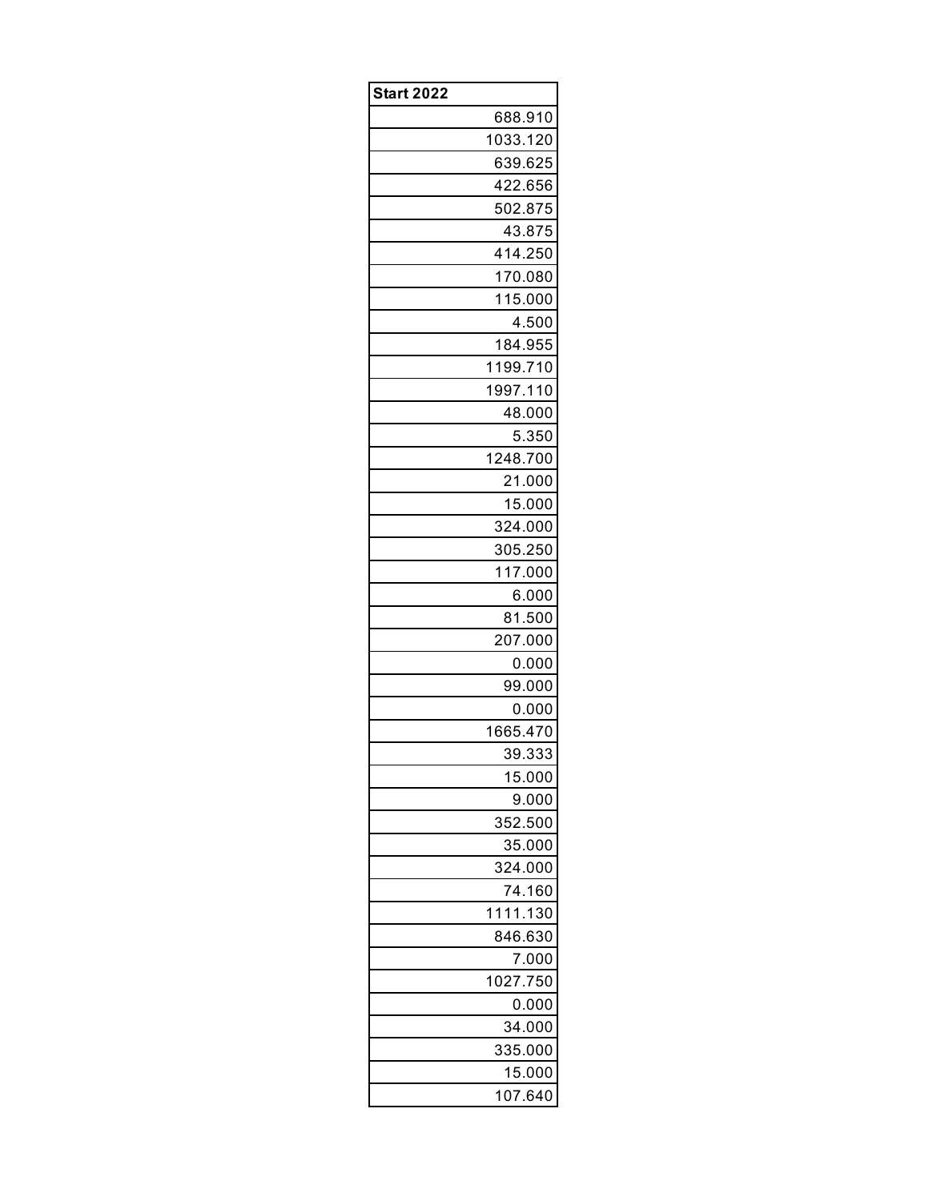| Start 2022 |
|---:|
| 688.910 |
| 1033.120 |
| 639.625 |
| 422.656 |
| 502.875 |
| 43.875 |
| 414.250 |
| 170.080 |
| 115.000 |
| 4.500 |
| 184.955 |
| 1199.710 |
| 1997.110 |
| 48.000 |
| 5.350 |
| 1248.700 |
| 21.000 |
| 15.000 |
| 324.000 |
| 305.250 |
| 117.000 |
| 6.000 |
| 81.500 |
| 207.000 |
| 0.000 |
| 99.000 |
| 0.000 |
| 1665.470 |
| 39.333 |
| 15.000 |
| 9.000 |
| 352.500 |
| 35.000 |
| 324.000 |
| 74.160 |
| 1111.130 |
| 846.630 |
| 7.000 |
| 1027.750 |
| 0.000 |
| 34.000 |
| 335.000 |
| 15.000 |
| 107.640 |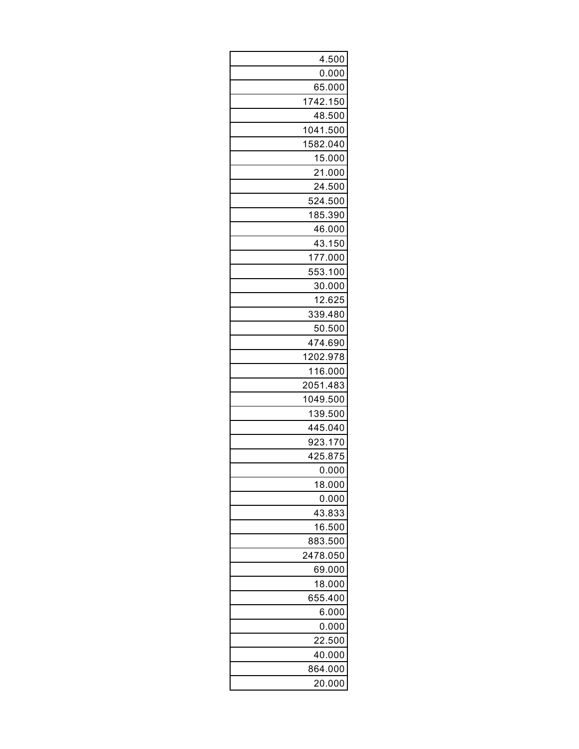| |
|---|
| 4.500 |
| 0.000 |
| 65.000 |
| 1742.150 |
| 48.500 |
| 1041.500 |
| 1582.040 |
| 15.000 |
| 21.000 |
| 24.500 |
| 524.500 |
| 185.390 |
| 46.000 |
| 43.150 |
| 177.000 |
| 553.100 |
| 30.000 |
| 12.625 |
| 339.480 |
| 50.500 |
| 474.690 |
| 1202.978 |
| 116.000 |
| 2051.483 |
| 1049.500 |
| 139.500 |
| 445.040 |
| 923.170 |
| 425.875 |
| 0.000 |
| 18.000 |
| 0.000 |
| 43.833 |
| 16.500 |
| 883.500 |
| 2478.050 |
| 69.000 |
| 18.000 |
| 655.400 |
| 6.000 |
| 0.000 |
| 22.500 |
| 40.000 |
| 864.000 |
| 20.000 |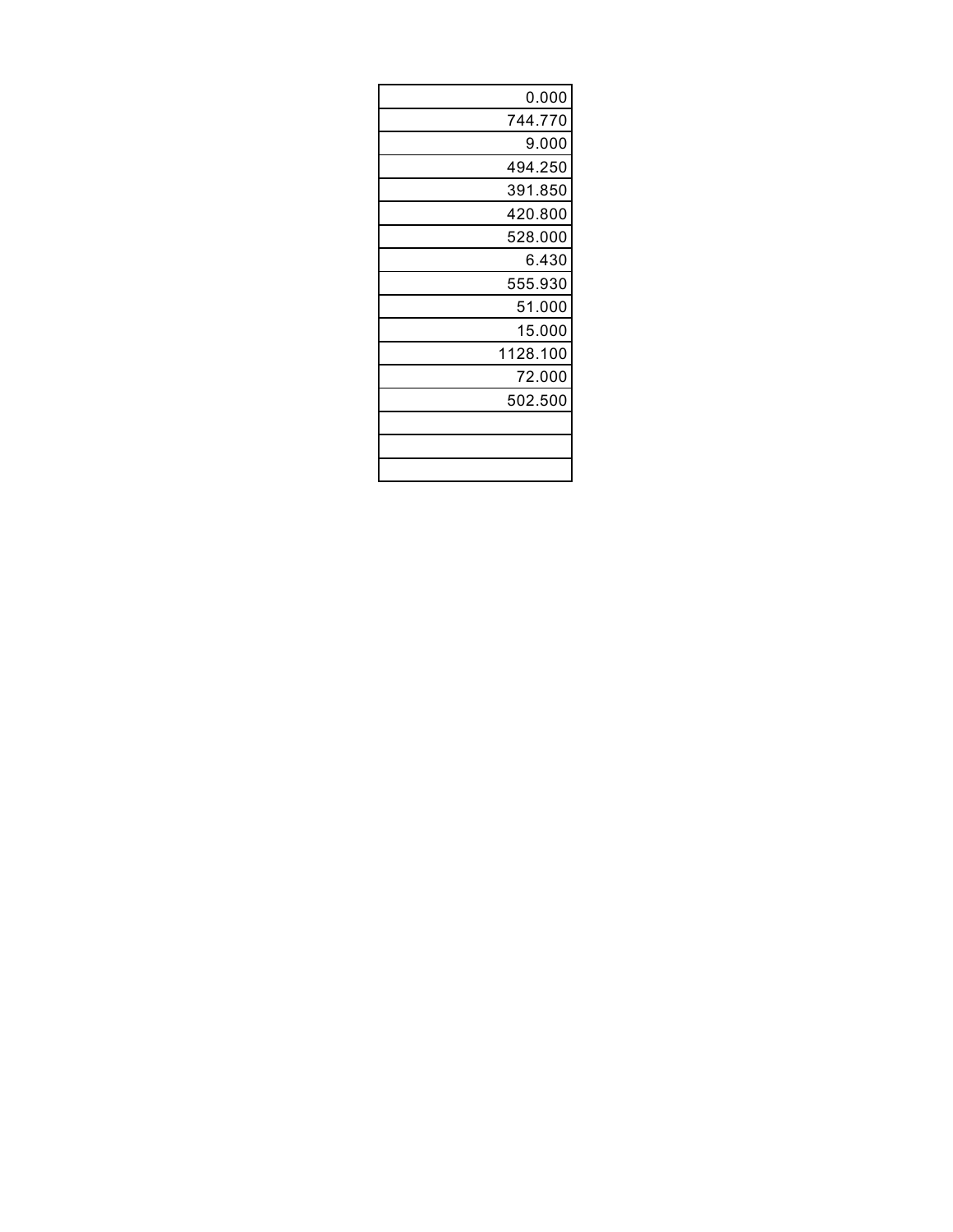| |
|---|
| 0.000 |
| 744.770 |
| 9.000 |
| 494.250 |
| 391.850 |
| 420.800 |
| 528.000 |
| 6.430 |
| 555.930 |
| 51.000 |
| 15.000 |
| 1128.100 |
| 72.000 |
| 502.500 |
| |
| |
| |